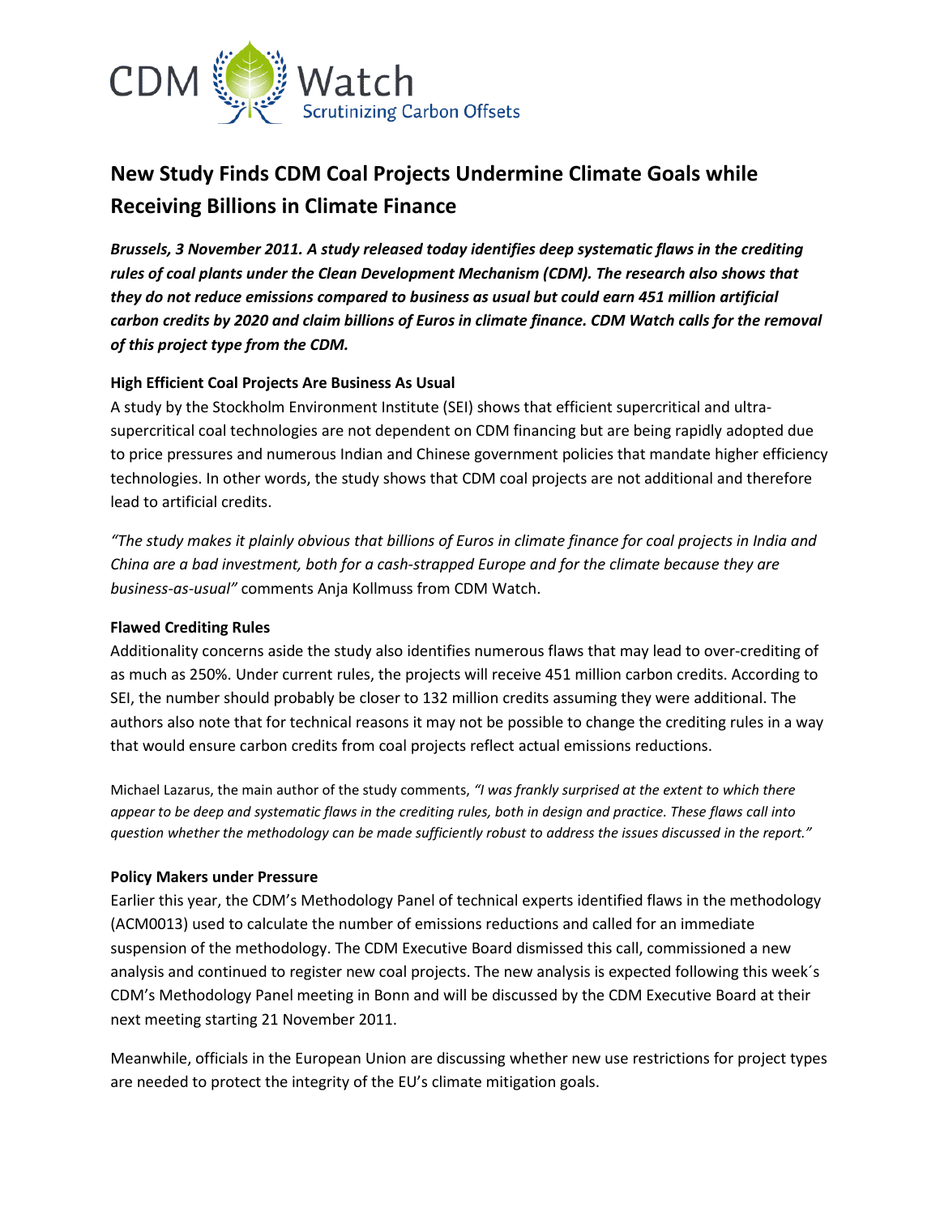CDM Watch
Scrutinizing Carbon Offsets

# New Study Finds CDM Coal Projects Undermine Climate Goals while Receiving Billions in Climate Finance

***Brussels, 3 November 2011. A study released today identifies deep systematic flaws in the crediting rules of coal plants under the Clean Development Mechanism (CDM). The research also shows that they do not reduce emissions compared to business as usual but could earn 451 million artificial carbon credits by 2020 and claim billions of Euros in climate finance. CDM Watch calls for the removal of this project type from the CDM.***

**High Efficient Coal Projects Are Business As Usual**

A study by the Stockholm Environment Institute (SEI) shows that efficient supercritical and ultra-supercritical coal technologies are not dependent on CDM financing but are being rapidly adopted due to price pressures and numerous Indian and Chinese government policies that mandate higher efficiency technologies. In other words, the study shows that CDM coal projects are not additional and therefore lead to artificial credits.

*"The study makes it plainly obvious that billions of Euros in climate finance for coal projects in India and China are a bad investment, both for a cash-strapped Europe and for the climate because they are business-as-usual"* comments Anja Kollmuss from CDM Watch.

**Flawed Crediting Rules**

Additionality concerns aside the study also identifies numerous flaws that may lead to over-crediting of as much as 250%. Under current rules, the projects will receive 451 million carbon credits. According to SEI, the number should probably be closer to 132 million credits assuming they were additional. The authors also note that for technical reasons it may not be possible to change the crediting rules in a way that would ensure carbon credits from coal projects reflect actual emissions reductions.

Michael Lazarus, the main author of the study comments, *"I was frankly surprised at the extent to which there appear to be deep and systematic flaws in the crediting rules, both in design and practice. These flaws call into question whether the methodology can be made sufficiently robust to address the issues discussed in the report."*

**Policy Makers under Pressure**

Earlier this year, the CDM's Methodology Panel of technical experts identified flaws in the methodology (ACM0013) used to calculate the number of emissions reductions and called for an immediate suspension of the methodology. The CDM Executive Board dismissed this call, commissioned a new analysis and continued to register new coal projects. The new analysis is expected following this week´s CDM's Methodology Panel meeting in Bonn and will be discussed by the CDM Executive Board at their next meeting starting 21 November 2011.

Meanwhile, officials in the European Union are discussing whether new use restrictions for project types are needed to protect the integrity of the EU's climate mitigation goals.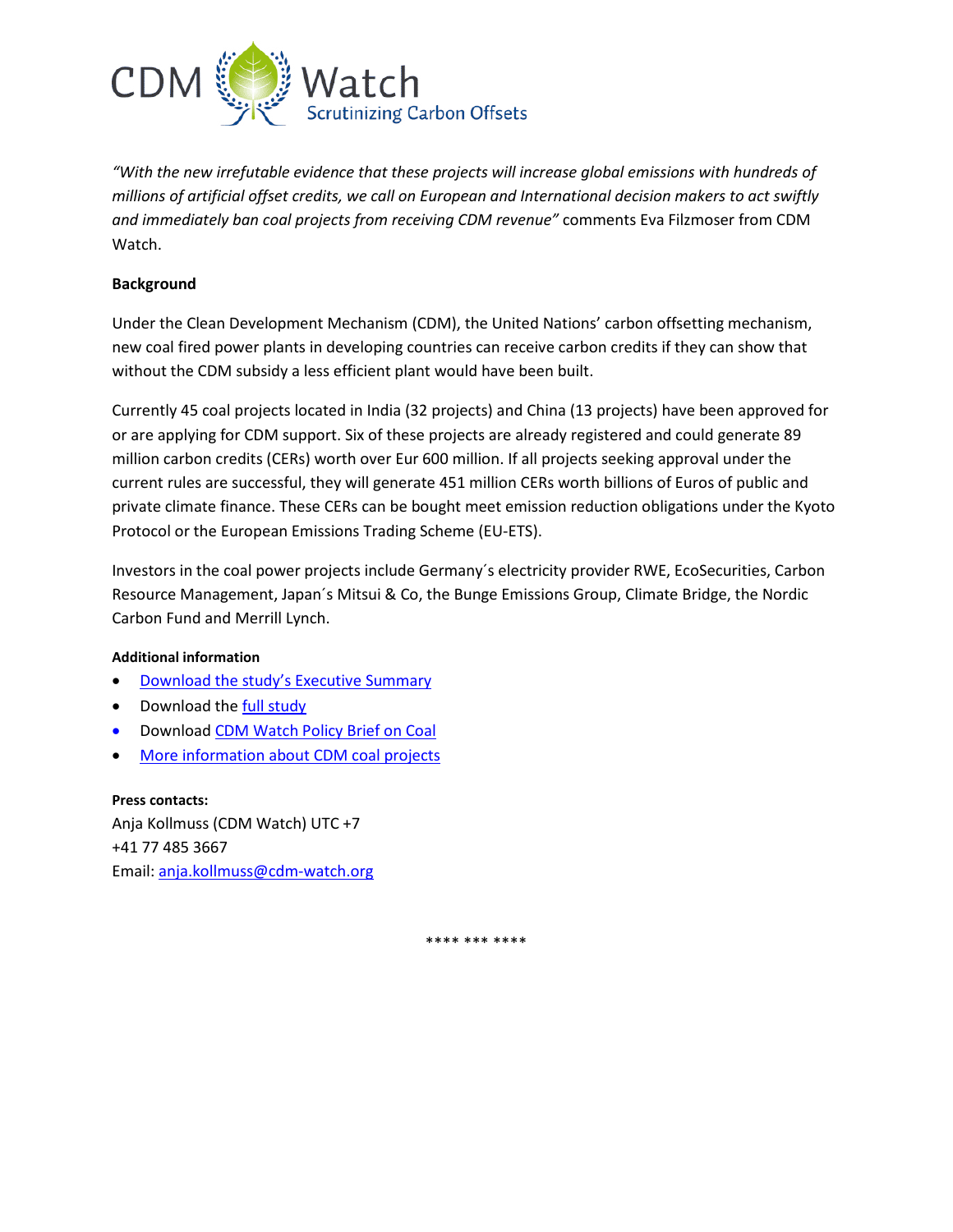*"With the new irrefutable evidence that these projects will increase global emissions with hundreds of millions of artificial offset credits, we call on European and International decision makers to act swiftly and immediately ban coal projects from receiving CDM revenue"* comments Eva Filzmoser from CDM Watch.

**Background**

Under the Clean Development Mechanism (CDM), the United Nations' carbon offsetting mechanism, new coal fired power plants in developing countries can receive carbon credits if they can show that without the CDM subsidy a less efficient plant would have been built.

Currently 45 coal projects located in India (32 projects) and China (13 projects) have been approved for or are applying for CDM support. Six of these projects are already registered and could generate 89 million carbon credits (CERs) worth over Eur 600 million. If all projects seeking approval under the current rules are successful, they will generate 451 million CERs worth billions of Euros of public and private climate finance. These CERs can be bought meet emission reduction obligations under the Kyoto Protocol or the European Emissions Trading Scheme (EU-ETS).

Investors in the coal power projects include Germany´s electricity provider RWE, EcoSecurities, Carbon Resource Management, Japan´s Mitsui & Co, the Bunge Emissions Group, Climate Bridge, the Nordic Carbon Fund and Merrill Lynch.

**Additional information**

- Download the study's Executive Summary
- Download the full study
- Download CDM Watch Policy Brief on Coal
- More information about CDM coal projects

**Press contacts:**
Anja Kollmuss (CDM Watch) UTC +7
+41 77 485 3667
Email: anja.kollmuss@cdm-watch.org

**** *** ****